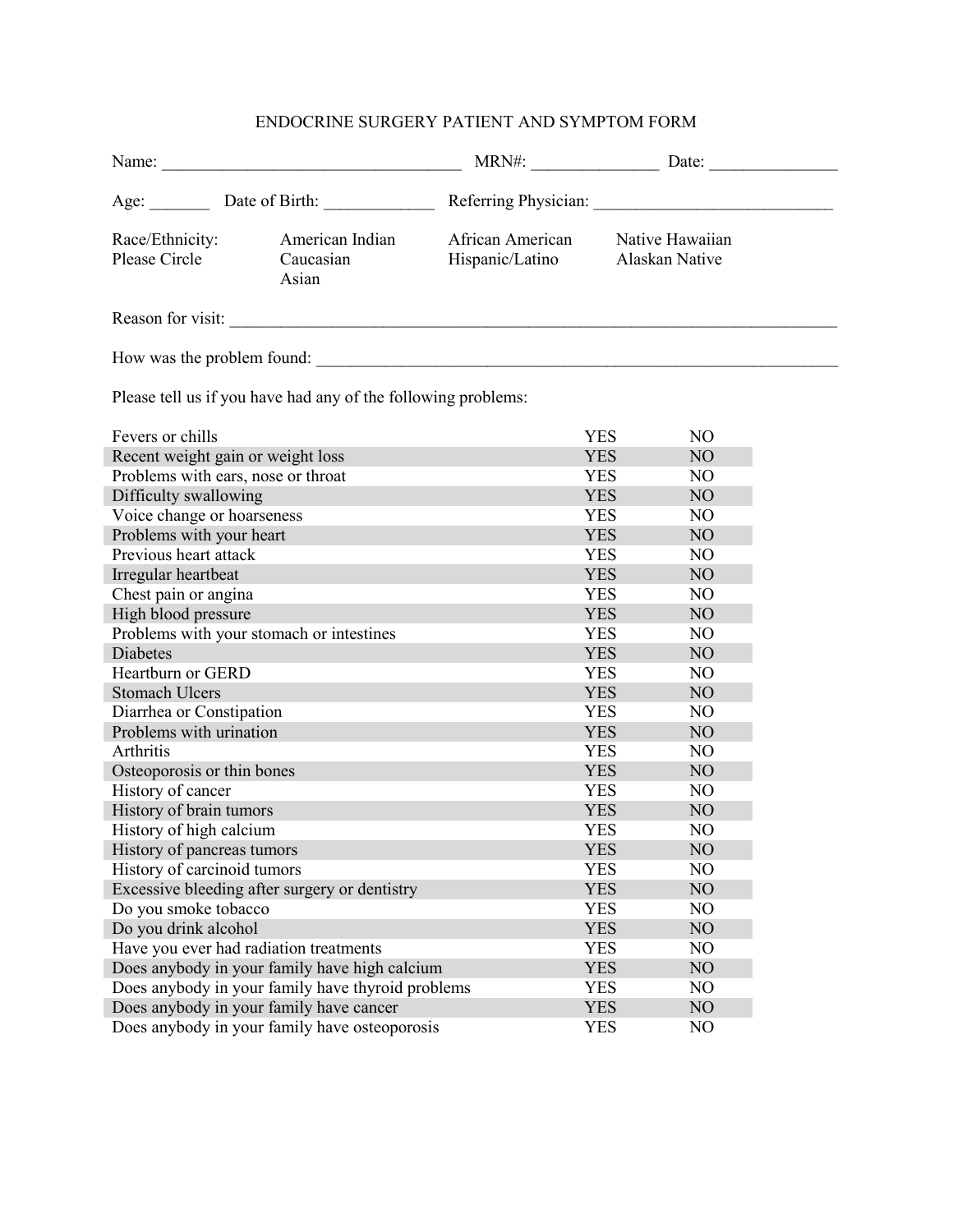# ENDOCRINE SURGERY PATIENT AND SYMPTOM FORM

Name: ___________________________________ MRN#: _______________ Date: _______________

Age: _______ Date of Birth: _____________ Referring Physician: ____________________________

Race/Ethnicity: Please Circle

American Indian, Caucasian, Asian, African American, Hispanic/Latino, Native Hawaiian, Alaskan Native

Reason for visit: ___________________________________________________________________________

How was the problem found: _________________________________________________________________

Please tell us if you have had any of the following problems:

| | | |
|---|---|---|
| Fevers or chills | YES | NO |
| Recent weight gain or weight loss | YES | NO |
| Problems with ears, nose or throat | YES | NO |
| Difficulty swallowing | YES | NO |
| Voice change or hoarseness | YES | NO |
| Problems with your heart | YES | NO |
| Previous heart attack | YES | NO |
| Irregular heartbeat | YES | NO |
| Chest pain or angina | YES | NO |
| High blood pressure | YES | NO |
| Problems with your stomach or intestines | YES | NO |
| Diabetes | YES | NO |
| Heartburn or GERD | YES | NO |
| Stomach Ulcers | YES | NO |
| Diarrhea or Constipation | YES | NO |
| Problems with urination | YES | NO |
| Arthritis | YES | NO |
| Osteoporosis or thin bones | YES | NO |
| History of cancer | YES | NO |
| History of brain tumors | YES | NO |
| History of high calcium | YES | NO |
| History of pancreas tumors | YES | NO |
| History of carcinoid tumors | YES | NO |
| Excessive bleeding after surgery or dentistry | YES | NO |
| Do you smoke tobacco | YES | NO |
| Do you drink alcohol | YES | NO |
| Have you ever had radiation treatments | YES | NO |
| Does anybody in your family have high calcium | YES | NO |
| Does anybody in your family have thyroid problems | YES | NO |
| Does anybody in your family have cancer | YES | NO |
| Does anybody in your family have osteoporosis | YES | NO |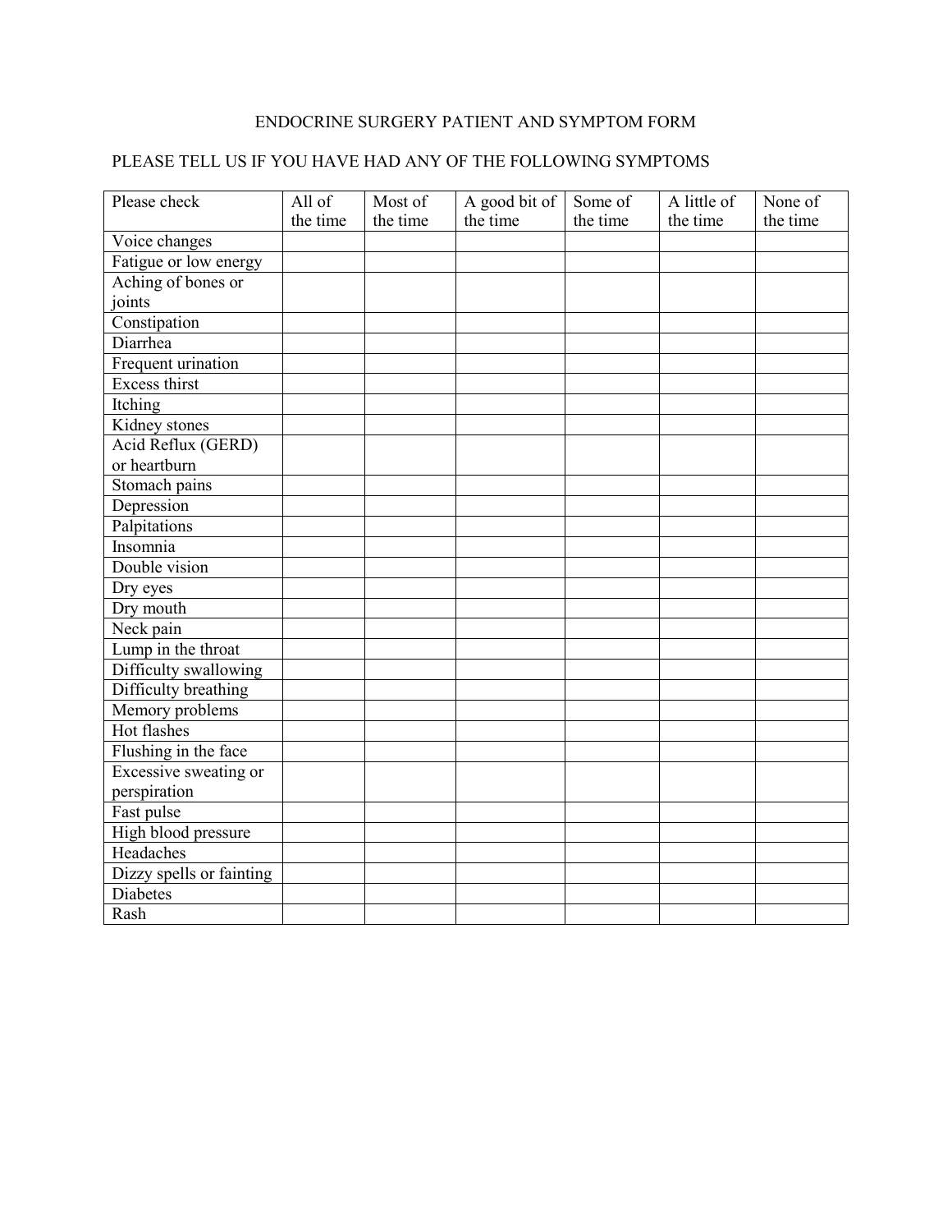ENDOCRINE SURGERY PATIENT AND SYMPTOM FORM

PLEASE TELL US IF YOU HAVE HAD ANY OF THE FOLLOWING SYMPTOMS

| Please check | All of the time | Most of the time | A good bit of the time | Some of the time | A little of the time | None of the time |
|---|---|---|---|---|---|---|
| Voice changes | | | | | | |
| Fatigue or low energy | | | | | | |
| Aching of bones or joints | | | | | | |
| Constipation | | | | | | |
| Diarrhea | | | | | | |
| Frequent urination | | | | | | |
| Excess thirst | | | | | | |
| Itching | | | | | | |
| Kidney stones | | | | | | |
| Acid Reflux (GERD) or heartburn | | | | | | |
| Stomach pains | | | | | | |
| Depression | | | | | | |
| Palpitations | | | | | | |
| Insomnia | | | | | | |
| Double vision | | | | | | |
| Dry eyes | | | | | | |
| Dry mouth | | | | | | |
| Neck pain | | | | | | |
| Lump in the throat | | | | | | |
| Difficulty swallowing | | | | | | |
| Difficulty breathing | | | | | | |
| Memory problems | | | | | | |
| Hot flashes | | | | | | |
| Flushing in the face | | | | | | |
| Excessive sweating or perspiration | | | | | | |
| Fast pulse | | | | | | |
| High blood pressure | | | | | | |
| Headaches | | | | | | |
| Dizzy spells or fainting | | | | | | |
| Diabetes | | | | | | |
| Rash | | | | | | |